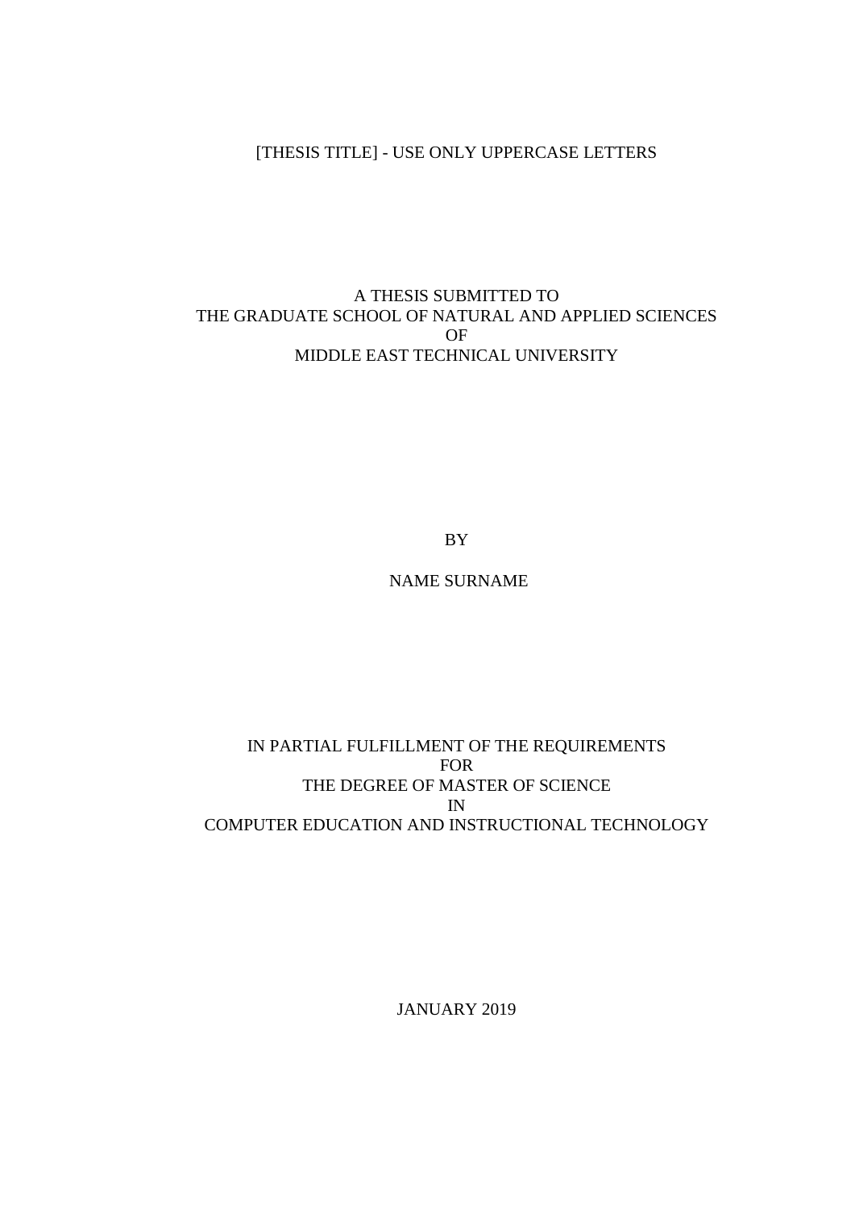[THESIS TITLE] - USE ONLY UPPERCASE LETTERS

A THESIS SUBMITTED TO
THE GRADUATE SCHOOL OF NATURAL AND APPLIED SCIENCES
OF
MIDDLE EAST TECHNICAL UNIVERSITY

BY

NAME SURNAME

IN PARTIAL FULFILLMENT OF THE REQUIREMENTS
FOR
THE DEGREE OF MASTER OF SCIENCE
IN
COMPUTER EDUCATION AND INSTRUCTIONAL TECHNOLOGY

JANUARY 2019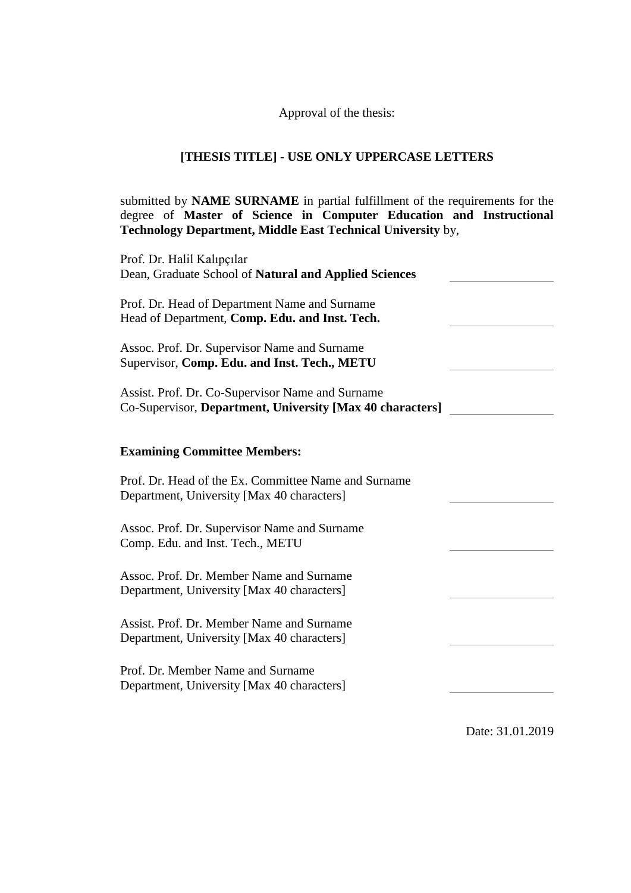Approval of the thesis:

**[THESIS TITLE] - USE ONLY UPPERCASE LETTERS**

submitted by **NAME SURNAME** in partial fulfillment of the requirements for the degree of **Master of Science in Computer Education and Instructional Technology Department, Middle East Technical University** by,

Prof. Dr. Halil Kalıpçılar
Dean, Graduate School of **Natural and Applied Sciences** _______________

Prof. Dr. Head of Department Name and Surname
Head of Department, **Comp. Edu. and Inst. Tech.** _______________

Assoc. Prof. Dr. Supervisor Name and Surname
Supervisor, **Comp. Edu. and Inst. Tech., METU** _______________

Assist. Prof. Dr. Co-Supervisor Name and Surname
Co-Supervisor, **Department, University [Max 40 characters]** _______________

**Examining Committee Members:**

Prof. Dr. Head of the Ex. Committee Name and Surname
Department, University [Max 40 characters] _______________

Assoc. Prof. Dr. Supervisor Name and Surname
Comp. Edu. and Inst. Tech., METU _______________

Assoc. Prof. Dr. Member Name and Surname
Department, University [Max 40 characters] _______________

Assist. Prof. Dr. Member Name and Surname
Department, University [Max 40 characters] _______________

Prof. Dr. Member Name and Surname
Department, University [Max 40 characters] _______________

Date: 31.01.2019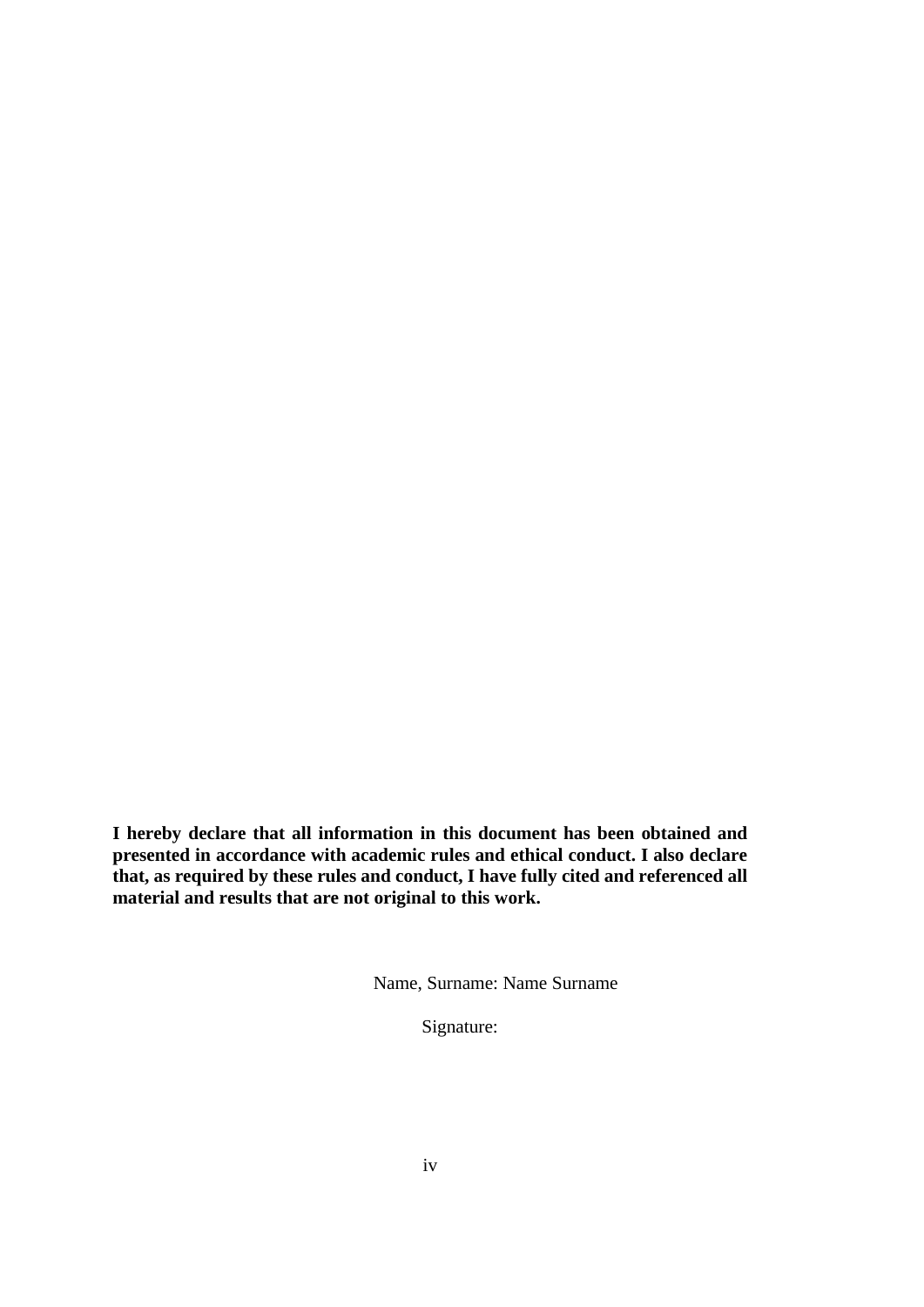**I hereby declare that all information in this document has been obtained and presented in accordance with academic rules and ethical conduct. I also declare that, as required by these rules and conduct, I have fully cited and referenced all material and results that are not original to this work.**

Name, Surname: Name Surname

Signature: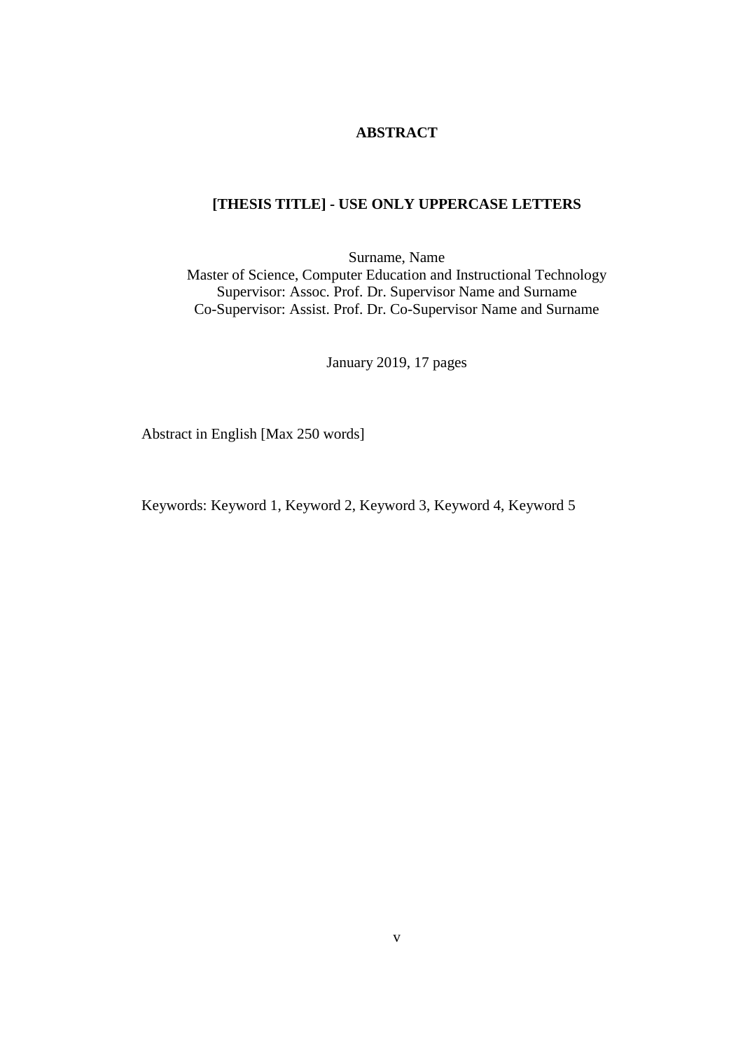# ABSTRACT

## [THESIS TITLE] - USE ONLY UPPERCASE LETTERS

Surname, Name
Master of Science, Computer Education and Instructional Technology
Supervisor: Assoc. Prof. Dr. Supervisor Name and Surname
Co-Supervisor: Assist. Prof. Dr. Co-Supervisor Name and Surname

January 2019, 17 pages

Abstract in English [Max 250 words]

Keywords: Keyword 1, Keyword 2, Keyword 3, Keyword 4, Keyword 5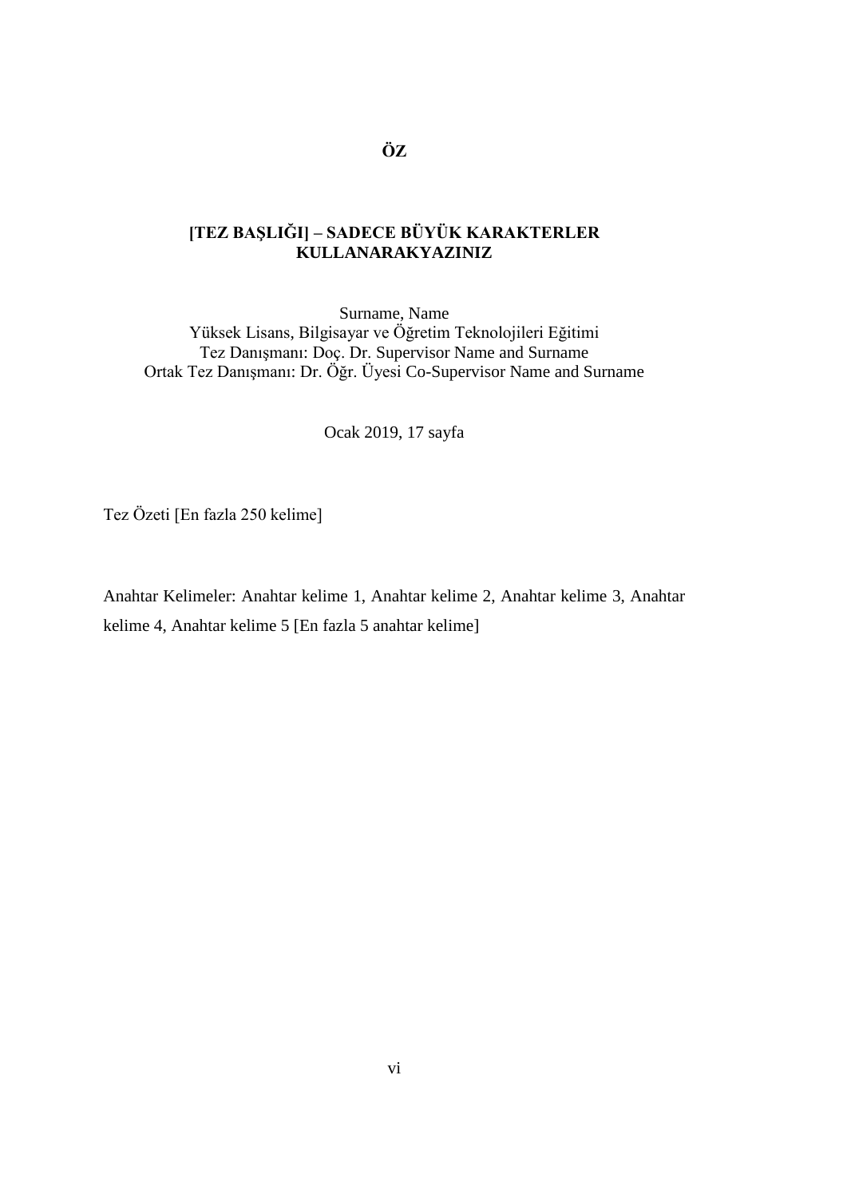# ÖZ

**[TEZ BAŞLIĞI] – SADECE BÜYÜK KARAKTERLER KULLANARAKYAZINIZ**

Surname, Name
Yüksek Lisans, Bilgisayar ve Öğretim Teknolojileri Eğitimi
Tez Danışmanı: Doç. Dr. Supervisor Name and Surname
Ortak Tez Danışmanı: Dr. Öğr. Üyesi Co-Supervisor Name and Surname

Ocak 2019, 17 sayfa

Tez Özeti [En fazla 250 kelime]

Anahtar Kelimeler: Anahtar kelime 1, Anahtar kelime 2, Anahtar kelime 3, Anahtar kelime 4, Anahtar kelime 5 [En fazla 5 anahtar kelime]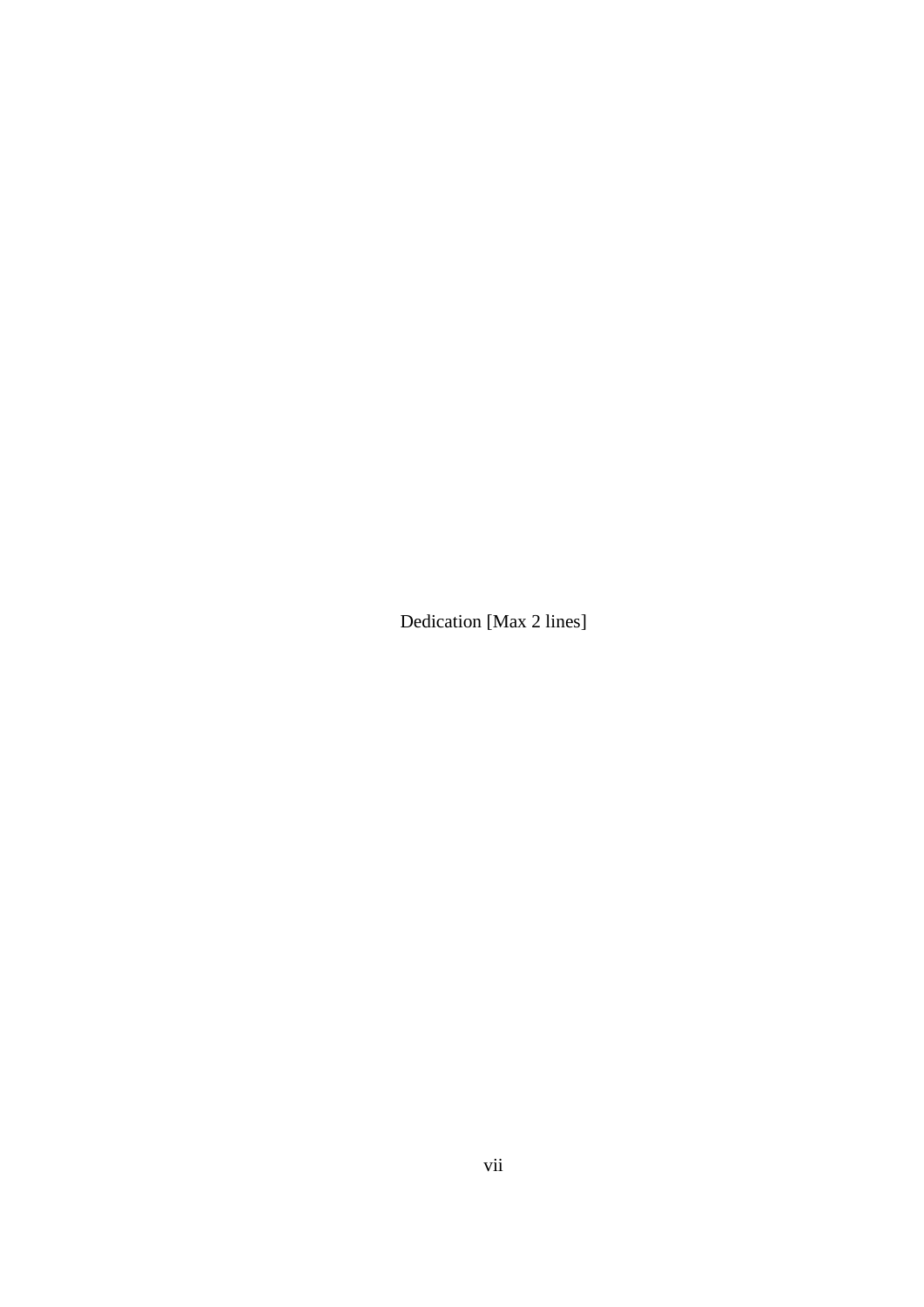Dedication [Max 2 lines]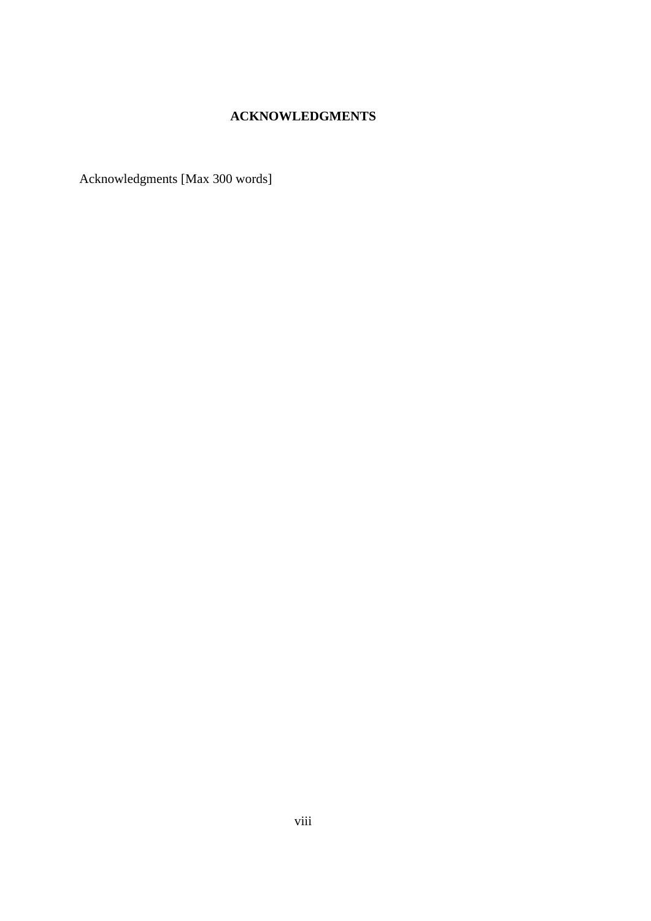## ACKNOWLEDGMENTS

Acknowledgments [Max 300 words]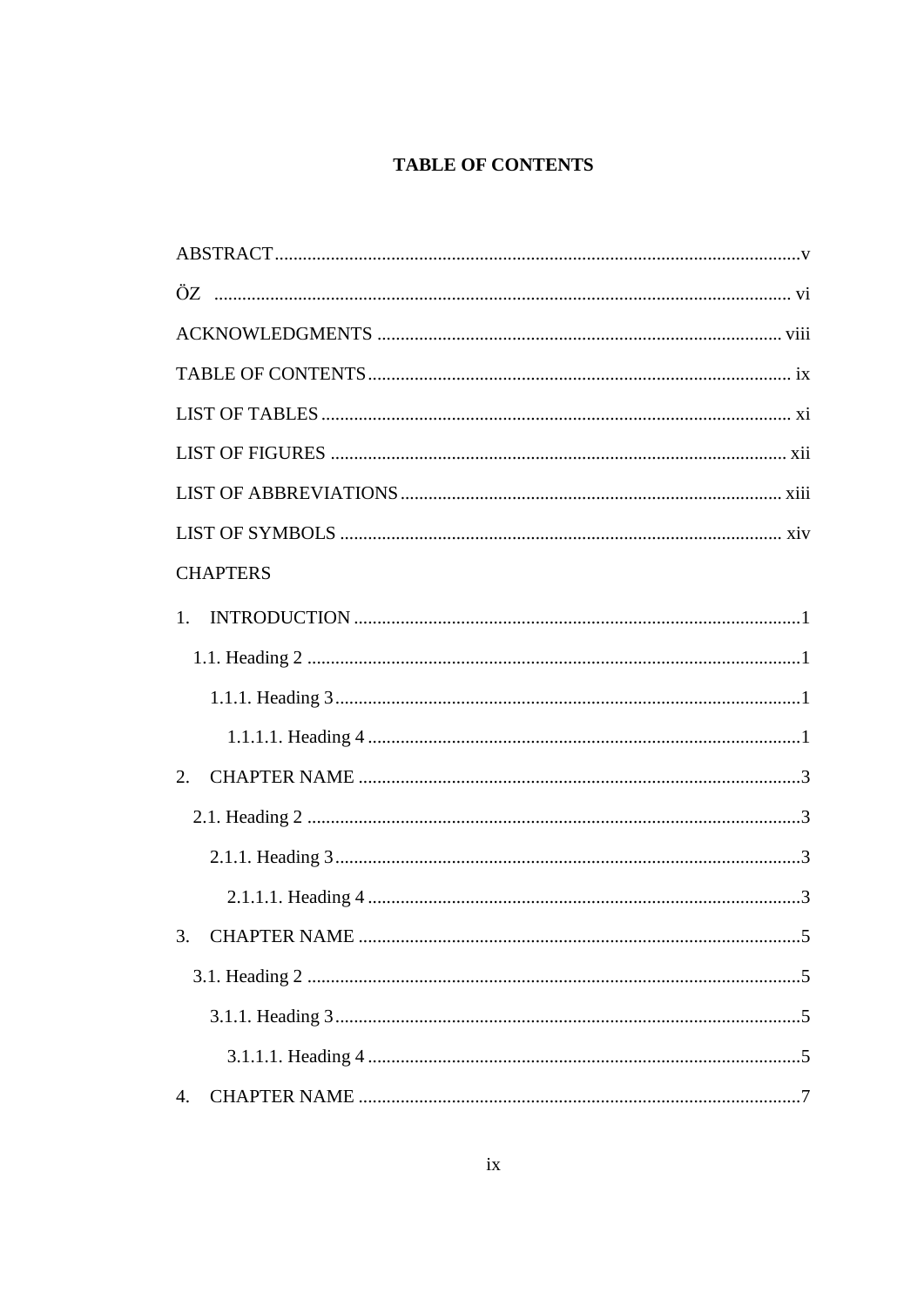# TABLE OF CONTENTS

ABSTRACT ........................................................................................................ v

ÖZ ................................................................................................................. vi

ACKNOWLEDGMENTS ................................................................................ viii

TABLE OF CONTENTS .................................................................................. ix

LIST OF TABLES ............................................................................................ xi

LIST OF FIGURES ......................................................................................... xii

LIST OF ABBREVIATIONS ......................................................................... xiii

LIST OF SYMBOLS ...................................................................................... xiv

CHAPTERS

1. INTRODUCTION ........................................................................................ 1

   1.1. Heading 2 ................................................................................................ 1

      1.1.1. Heading 3 .......................................................................................... 1

         1.1.1.1. Heading 4 .................................................................................... 1

2. CHAPTER NAME ........................................................................................ 3

   2.1. Heading 2 ................................................................................................ 3

      2.1.1. Heading 3 .......................................................................................... 3

         2.1.1.1. Heading 4 .................................................................................... 3

3. CHAPTER NAME ........................................................................................ 5

   3.1. Heading 2 ................................................................................................ 5

      3.1.1. Heading 3 .......................................................................................... 5

         3.1.1.1. Heading 4 .................................................................................... 5

4. CHAPTER NAME ........................................................................................ 7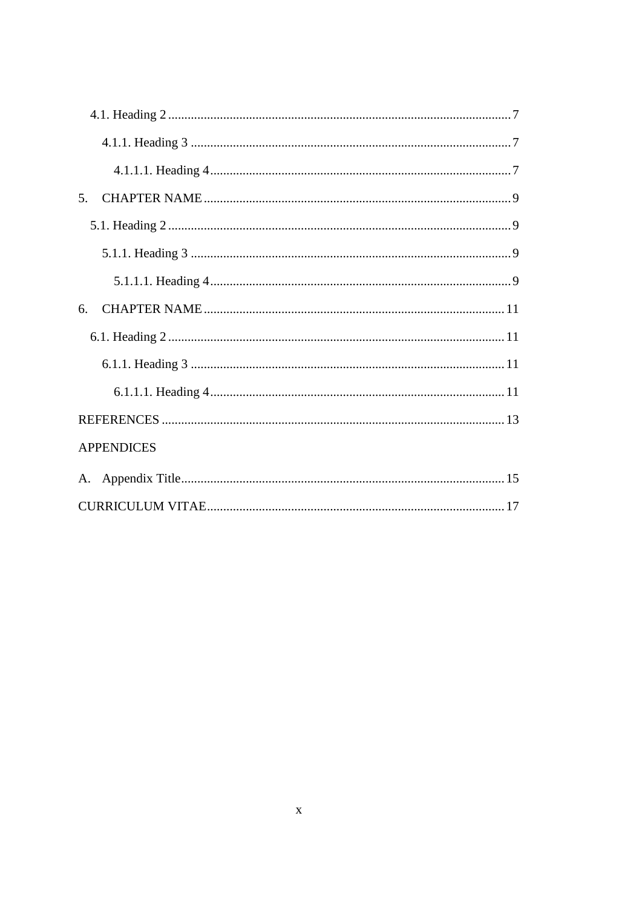4.1. Heading 2 .......................................................................................................... 7

4.1.1. Heading 3 .................................................................................................. 7

4.1.1.1. Heading 4 ............................................................................................ 7

5. CHAPTER NAME ............................................................................................. 9

5.1. Heading 2 .......................................................................................................... 9

5.1.1. Heading 3 .................................................................................................. 9

5.1.1.1. Heading 4 ............................................................................................ 9

6. CHAPTER NAME ............................................................................................. 11

6.1. Heading 2 .......................................................................................................... 11

6.1.1. Heading 3 .................................................................................................. 11

6.1.1.1. Heading 4 ............................................................................................ 11

REFERENCES .......................................................................................................... 13

APPENDICES

A. Appendix Title .................................................................................................... 15

CURRICULUM VITAE ............................................................................................ 17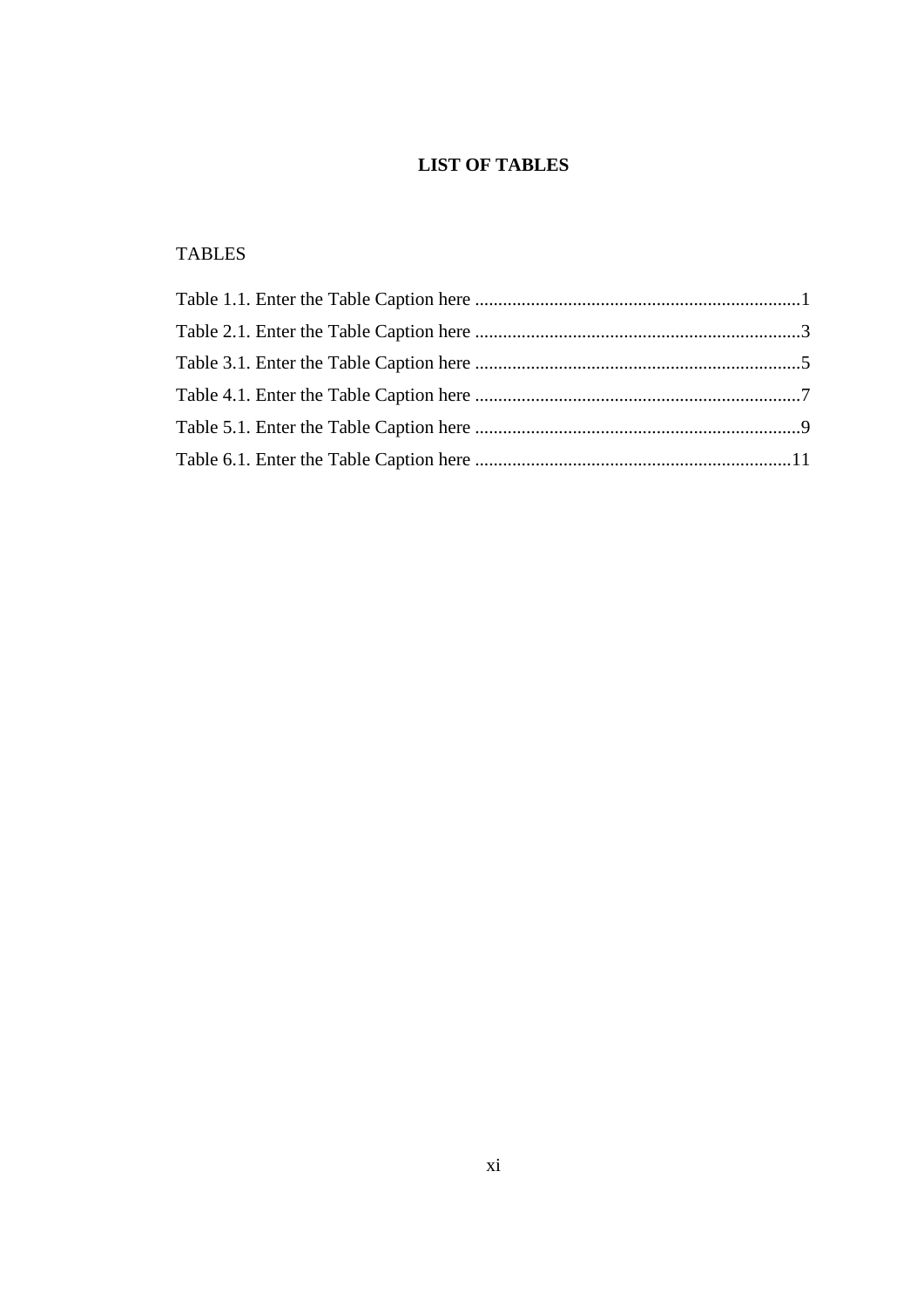# LIST OF TABLES

TABLES

Table 1.1. Enter the Table Caption here ........................................................................1
Table 2.1. Enter the Table Caption here ........................................................................3
Table 3.1. Enter the Table Caption here ........................................................................5
Table 4.1. Enter the Table Caption here ........................................................................7
Table 5.1. Enter the Table Caption here ........................................................................9
Table 6.1. Enter the Table Caption here ......................................................................11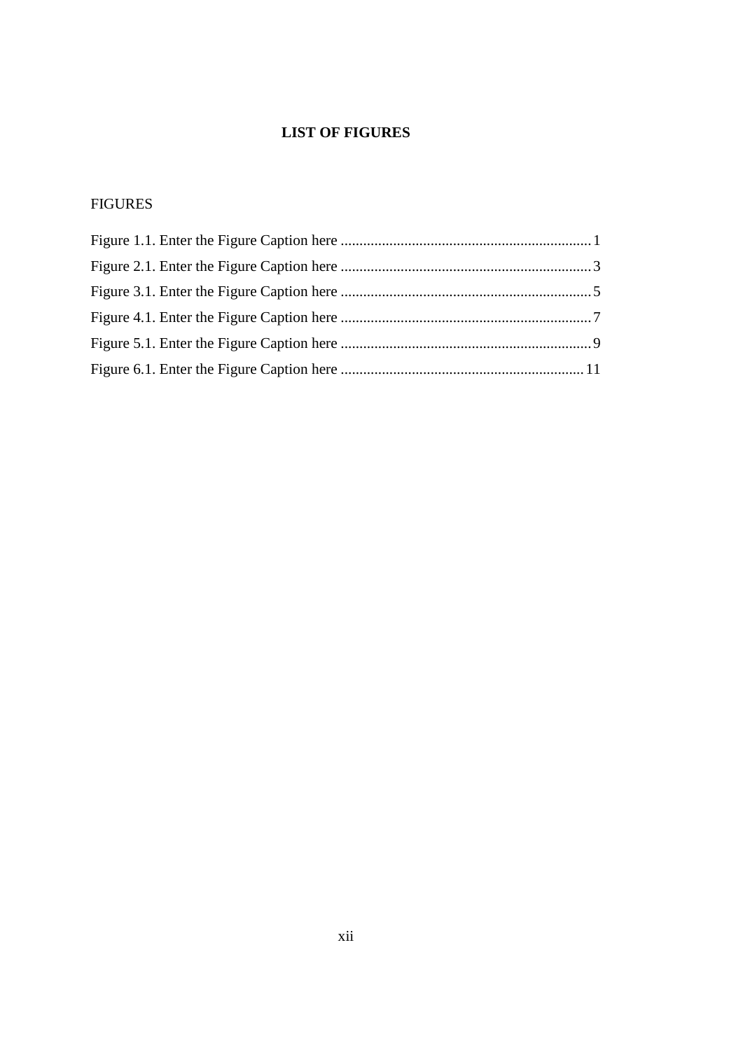# LIST OF FIGURES

FIGURES

Figure 1.1. Enter the Figure Caption here ................................................................... 1

Figure 2.1. Enter the Figure Caption here ................................................................... 3

Figure 3.1. Enter the Figure Caption here ................................................................... 5

Figure 4.1. Enter the Figure Caption here ................................................................... 7

Figure 5.1. Enter the Figure Caption here ................................................................... 9

Figure 6.1. Enter the Figure Caption here ................................................................. 11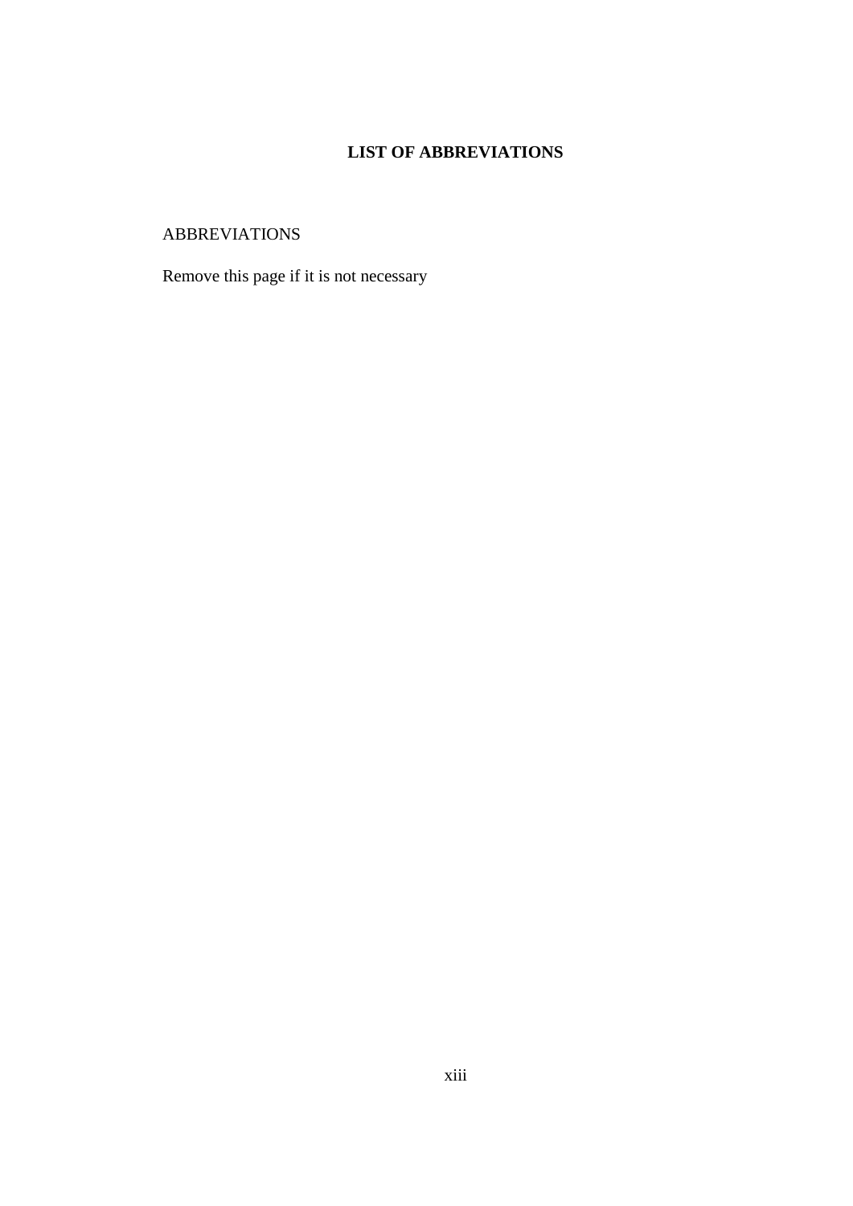# LIST OF ABBREVIATIONS

ABBREVIATIONS

Remove this page if it is not necessary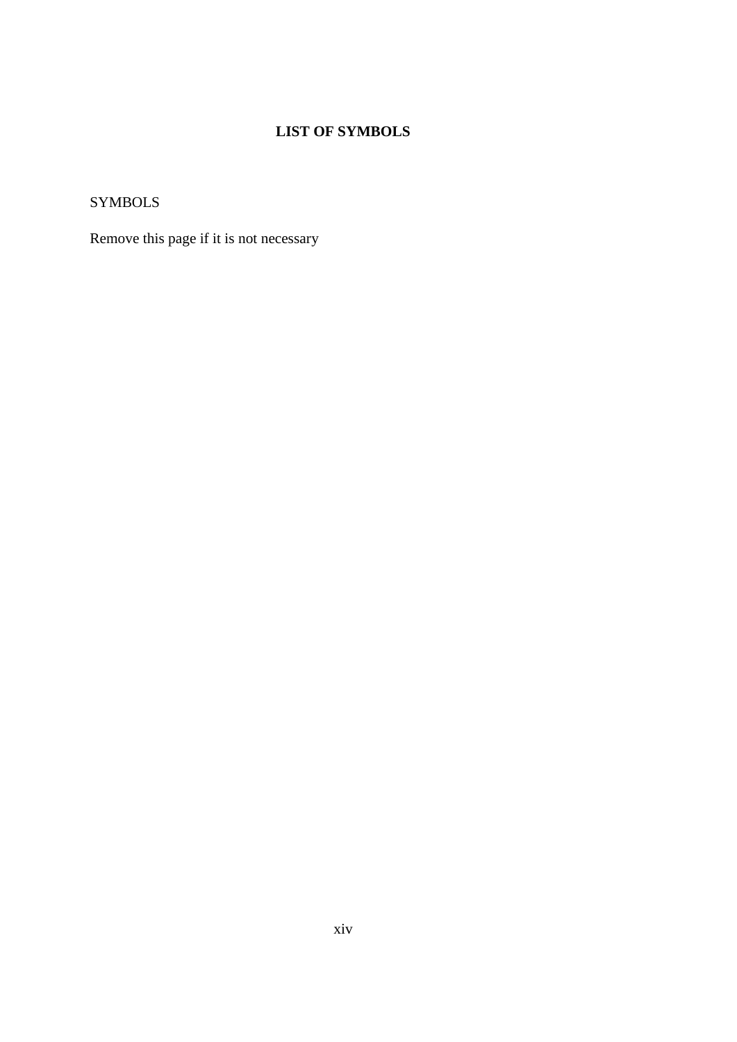# LIST OF SYMBOLS

SYMBOLS

Remove this page if it is not necessary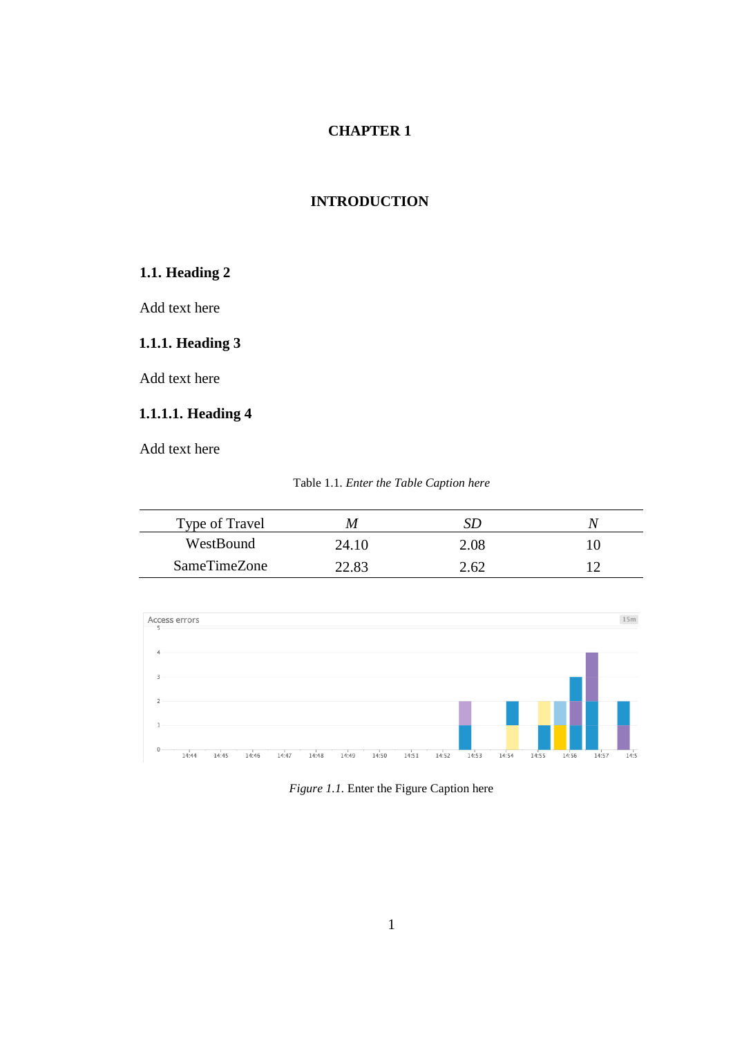# CHAPTER 1

# INTRODUCTION

## 1.1. Heading 2

Add text here

### 1.1.1. Heading 3

Add text here

#### 1.1.1.1. Heading 4

Add text here

Table 1.1. *Enter the Table Caption here*

| Type of Travel | *M* | *SD* | *N* |
|---|---|---|---|
| WestBound | 24.10 | 2.08 | 10 |
| SameTimeZone | 22.83 | 2.62 | 12 |

*Figure 1.1.* Enter the Figure Caption here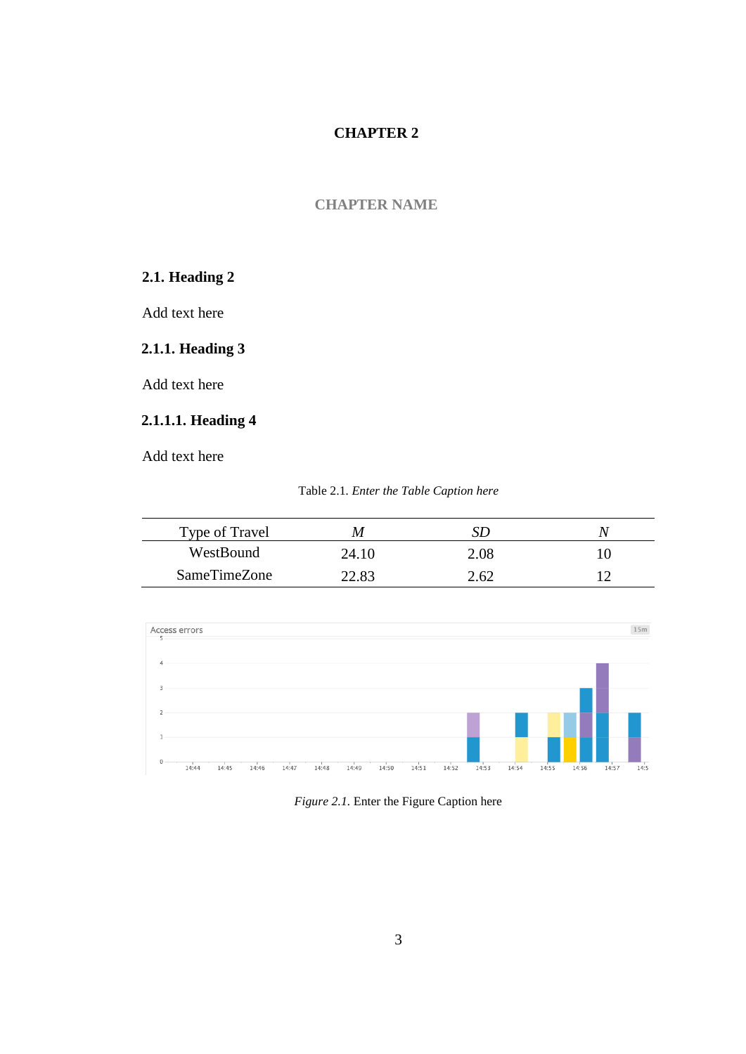# CHAPTER 2

## CHAPTER NAME

### 2.1. Heading 2

Add text here

#### 2.1.1. Heading 3

Add text here

##### 2.1.1.1. Heading 4

Add text here

Table 2.1. *Enter the Table Caption here*

| Type of Travel | *M* | *SD* | *N* |
|---|---|---|---|
| WestBound | 24.10 | 2.08 | 10 |
| SameTimeZone | 22.83 | 2.62 | 12 |

*Figure 2.1.* Enter the Figure Caption here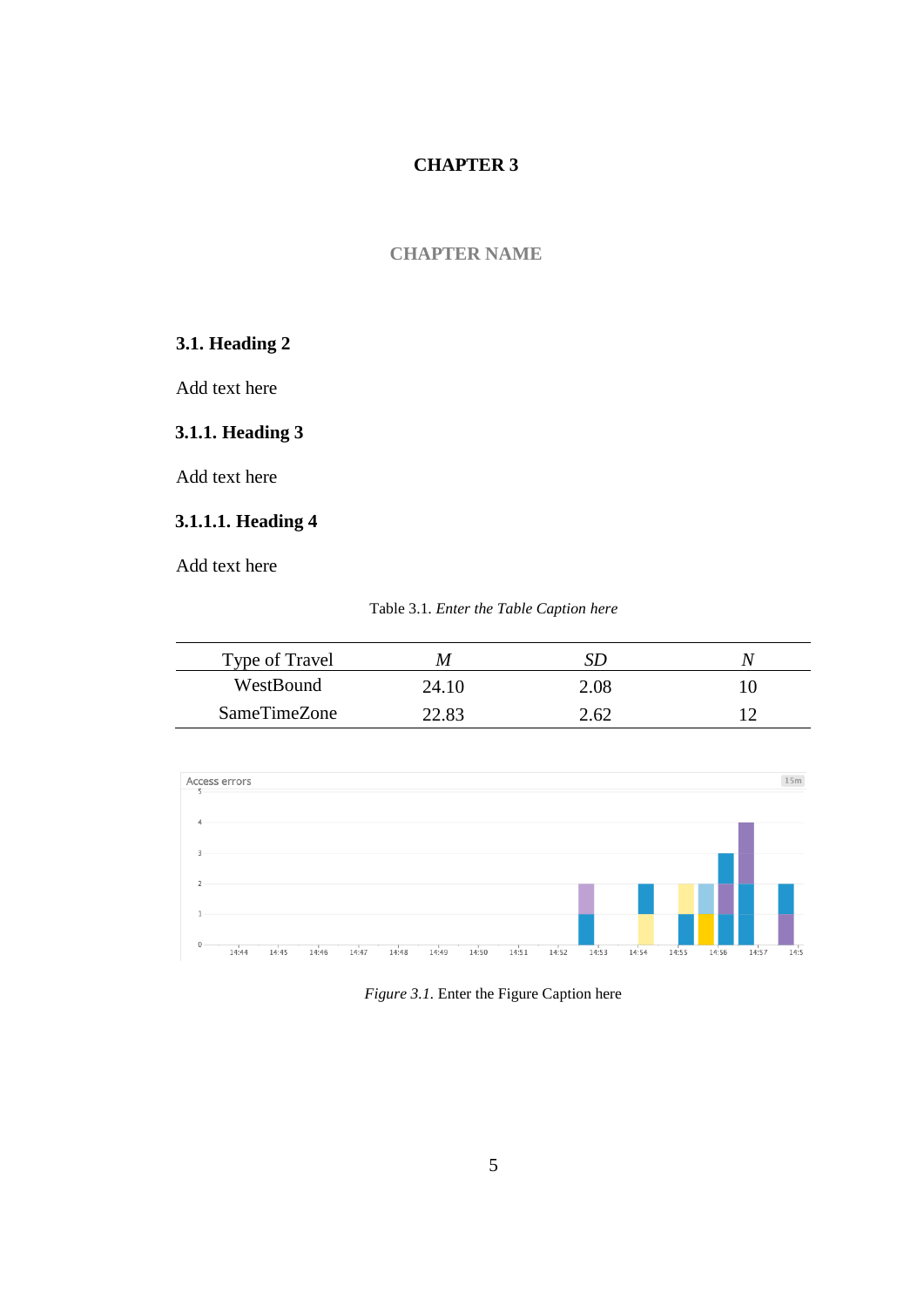# CHAPTER 3

## CHAPTER NAME

## 3.1. Heading 2

Add text here

### 3.1.1. Heading 3

Add text here

#### 3.1.1.1. Heading 4

Add text here

Table 3.1. *Enter the Table Caption here*

| Type of Travel | *M* | *SD* | *N* |
|---|---|---|---|
| WestBound | 24.10 | 2.08 | 10 |
| SameTimeZone | 22.83 | 2.62 | 12 |

*Figure 3.1.* Enter the Figure Caption here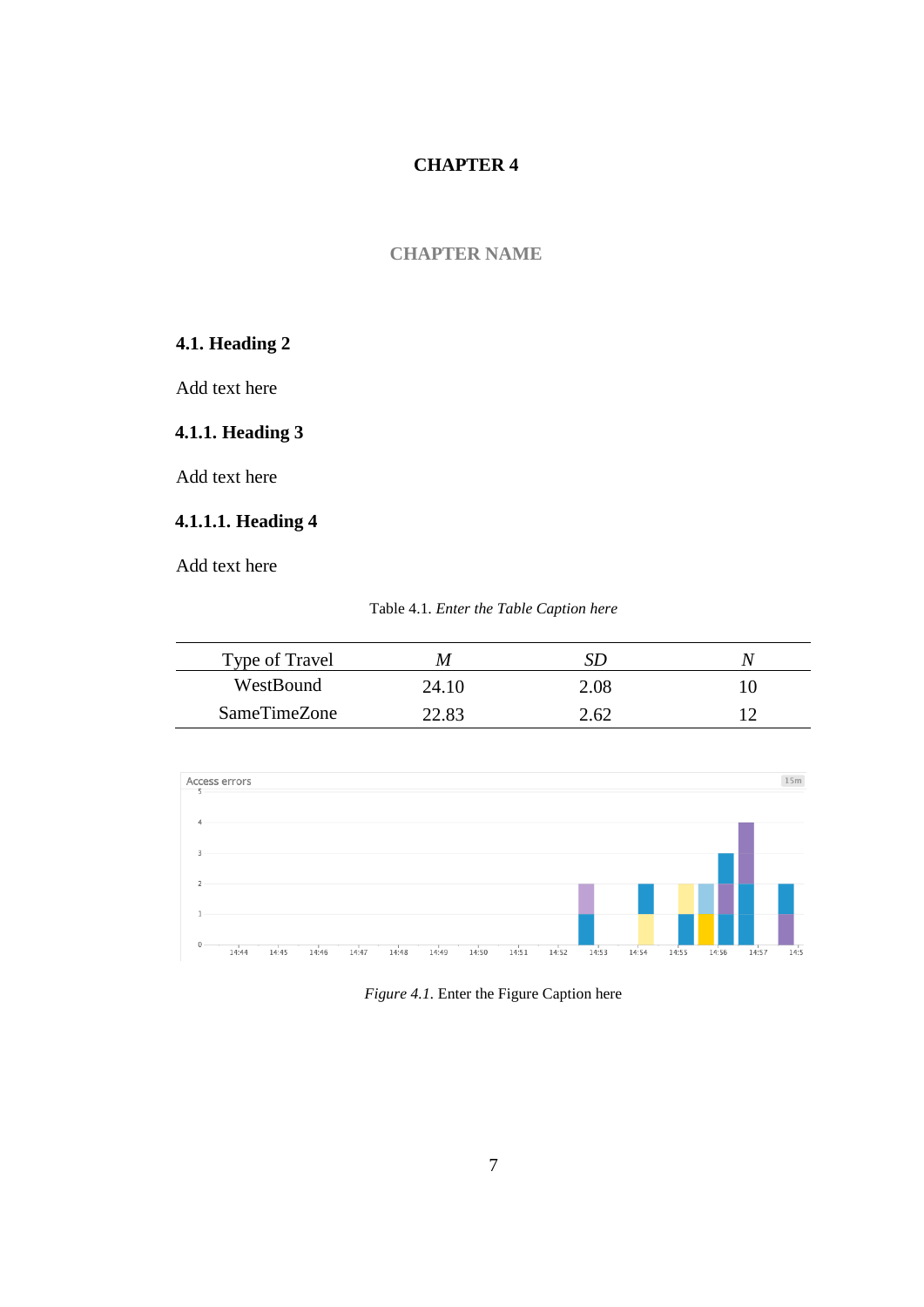# CHAPTER 4

## CHAPTER NAME

### 4.1. Heading 2

Add text here

#### 4.1.1. Heading 3

Add text here

##### 4.1.1.1. Heading 4

Add text here

Table 4.1. *Enter the Table Caption here*

| Type of Travel | *M* | *SD* | *N* |
|---|---|---|---|
| WestBound | 24.10 | 2.08 | 10 |
| SameTimeZone | 22.83 | 2.62 | 12 |

*Figure 4.1.* Enter the Figure Caption here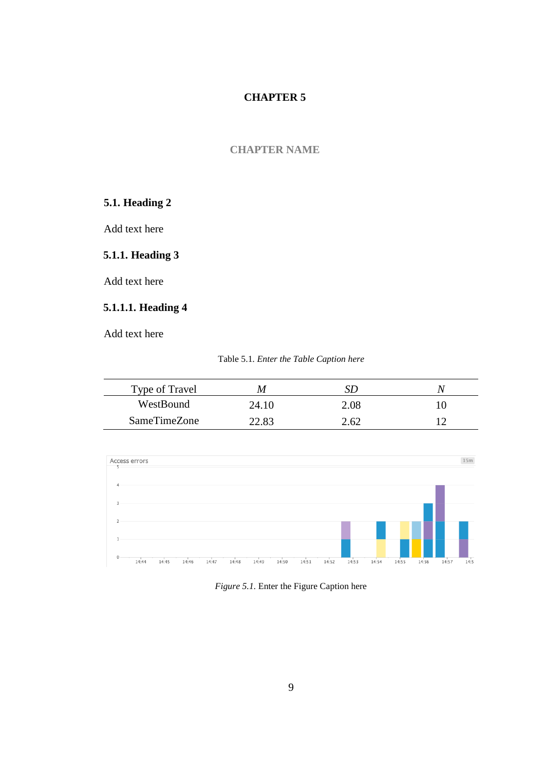# CHAPTER 5

## CHAPTER NAME

## 5.1. Heading 2

Add text here

### 5.1.1. Heading 3

Add text here

#### 5.1.1.1. Heading 4

Add text here

Table 5.1. *Enter the Table Caption here*

| Type of Travel | *M* | *SD* | *N* |
|---|---|---|---|
| WestBound | 24.10 | 2.08 | 10 |
| SameTimeZone | 22.83 | 2.62 | 12 |

*Figure 5.1.* Enter the Figure Caption here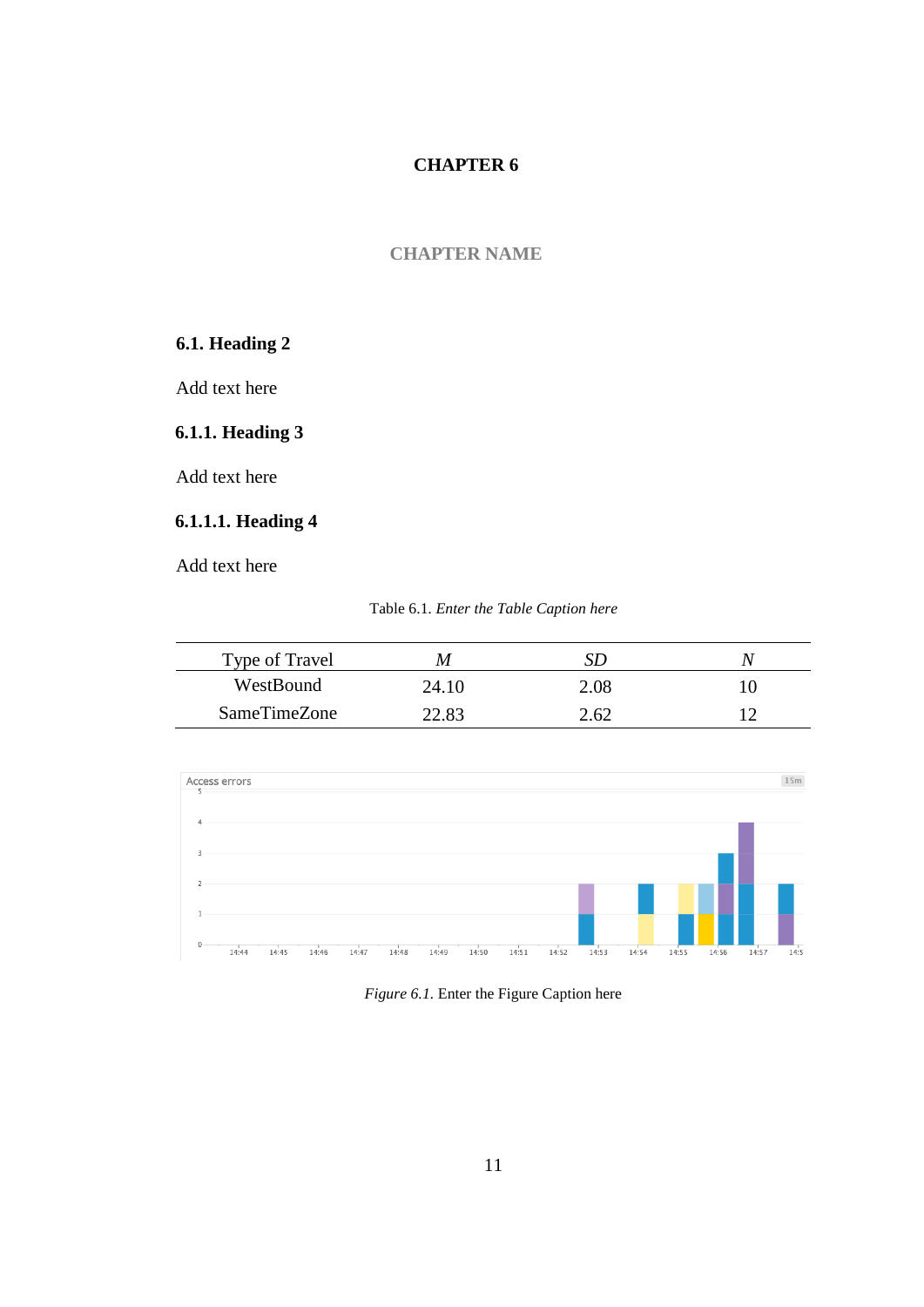# CHAPTER 6

## CHAPTER NAME

### 6.1. Heading 2

Add text here

#### 6.1.1. Heading 3

Add text here

##### 6.1.1.1. Heading 4

Add text here

Table 6.1. *Enter the Table Caption here*

| Type of Travel | *M* | *SD* | *N* |
|---|---|---|---|
| WestBound | 24.10 | 2.08 | 10 |
| SameTimeZone | 22.83 | 2.62 | 12 |

*Figure 6.1.* Enter the Figure Caption here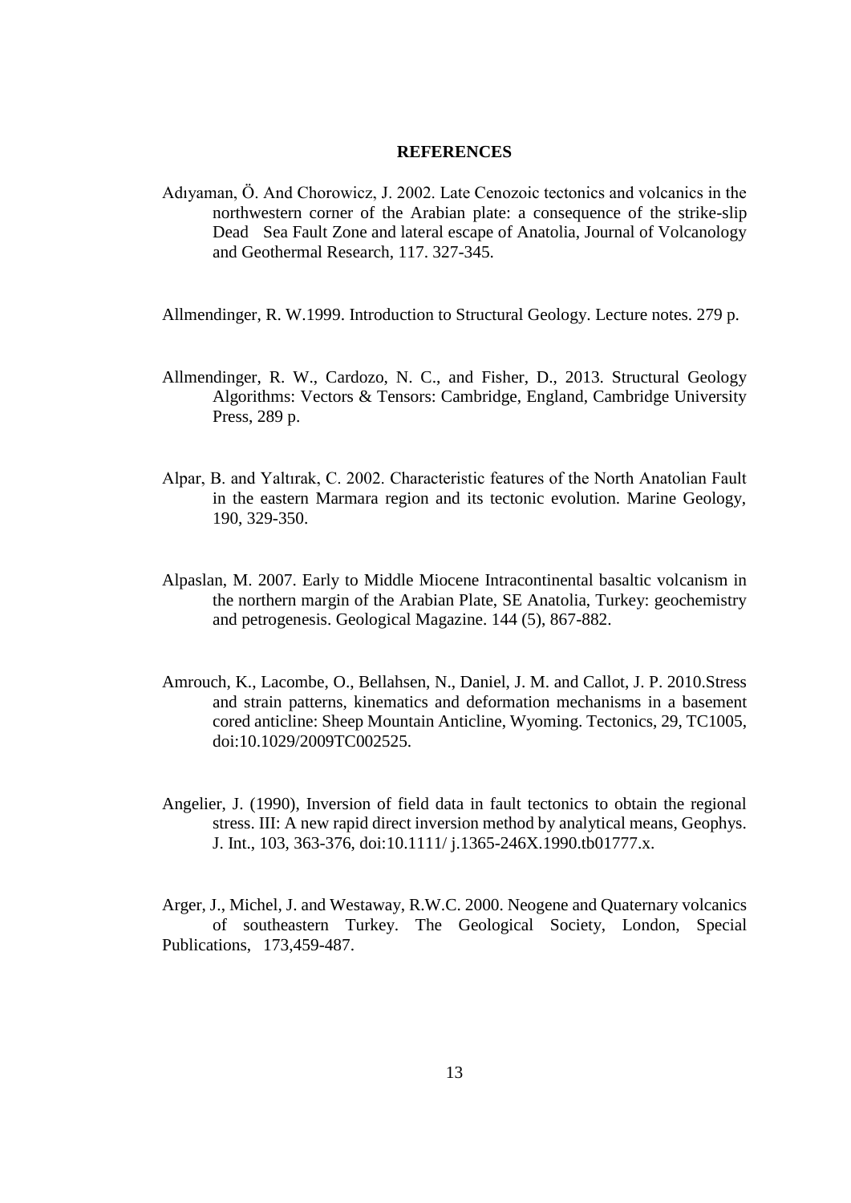## REFERENCES

Adıyaman, Ö. And Chorowicz, J. 2002. Late Cenozoic tectonics and volcanics in the northwestern corner of the Arabian plate: a consequence of the strike-slip Dead Sea Fault Zone and lateral escape of Anatolia, Journal of Volcanology and Geothermal Research, 117. 327-345.

Allmendinger, R. W.1999. Introduction to Structural Geology. Lecture notes. 279 p.

Allmendinger, R. W., Cardozo, N. C., and Fisher, D., 2013. Structural Geology Algorithms: Vectors & Tensors: Cambridge, England, Cambridge University Press, 289 p.

Alpar, B. and Yaltırak, C. 2002. Characteristic features of the North Anatolian Fault in the eastern Marmara region and its tectonic evolution. Marine Geology, 190, 329-350.

Alpaslan, M. 2007. Early to Middle Miocene Intracontinental basaltic volcanism in the northern margin of the Arabian Plate, SE Anatolia, Turkey: geochemistry and petrogenesis. Geological Magazine. 144 (5), 867-882.

Amrouch, K., Lacombe, O., Bellahsen, N., Daniel, J. M. and Callot, J. P. 2010.Stress and strain patterns, kinematics and deformation mechanisms in a basement cored anticline: Sheep Mountain Anticline, Wyoming. Tectonics, 29, TC1005, doi:10.1029/2009TC002525.

Angelier, J. (1990), Inversion of field data in fault tectonics to obtain the regional stress. III: A new rapid direct inversion method by analytical means, Geophys. J. Int., 103, 363-376, doi:10.1111/ j.1365-246X.1990.tb01777.x.

Arger, J., Michel, J. and Westaway, R.W.C. 2000. Neogene and Quaternary volcanics of southeastern Turkey. The Geological Society, London, Special Publications, 173,459-487.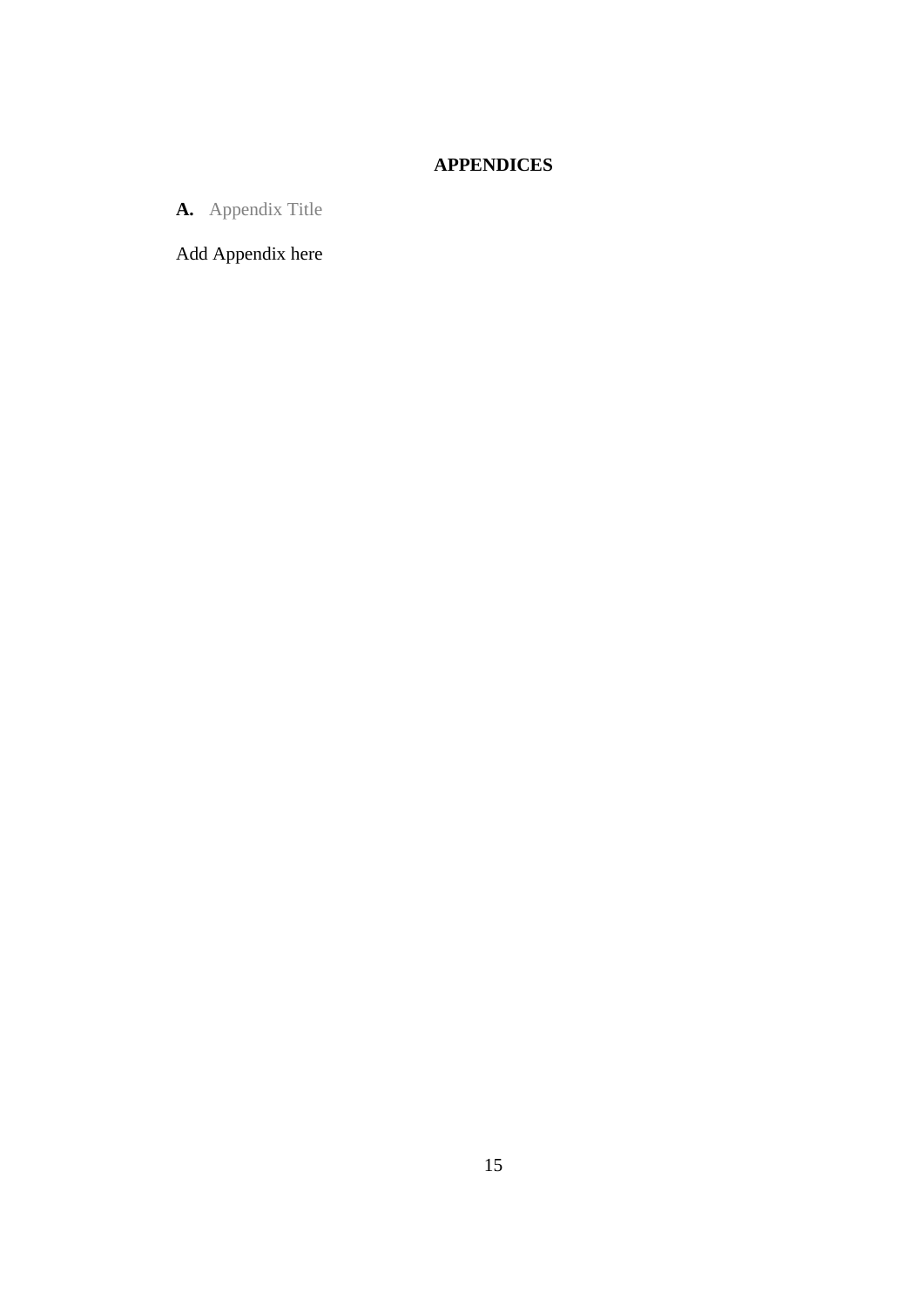# APPENDICES

## A. Appendix Title

Add Appendix here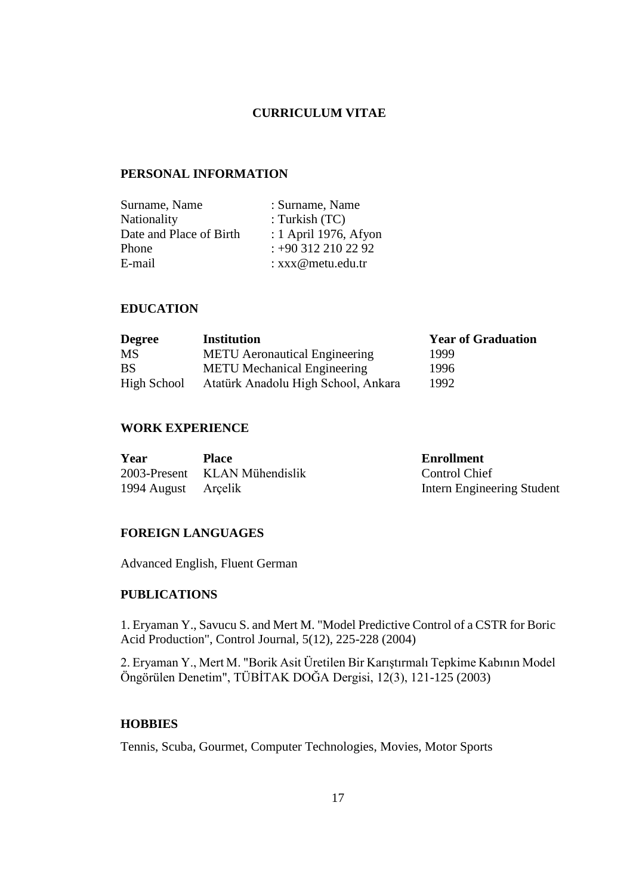# CURRICULUM VITAE

## PERSONAL INFORMATION

| | |
|---|---|
| Surname, Name | : Surname, Name |
| Nationality | : Turkish (TC) |
| Date and Place of Birth | : 1 April 1976, Afyon |
| Phone | : +90 312 210 22 92 |
| E-mail | : xxx@metu.edu.tr |

## EDUCATION

| **Degree** | **Institution** | **Year of Graduation** |
|---|---|---|
| MS | METU Aeronautical Engineering | 1999 |
| BS | METU Mechanical Engineering | 1996 |
| High School | Atatürk Anadolu High School, Ankara | 1992 |

## WORK EXPERIENCE

| **Year** | **Place** | **Enrollment** |
|---|---|---|
| 2003-Present | KLAN Mühendislik | Control Chief |
| 1994 August | Arçelik | Intern Engineering Student |

## FOREIGN LANGUAGES

Advanced English, Fluent German

## PUBLICATIONS

1. Eryaman Y., Savucu S. and Mert M. "Model Predictive Control of a CSTR for Boric Acid Production", Control Journal, 5(12), 225-228 (2004)

2. Eryaman Y., Mert M. "Borik Asit Üretilen Bir Karıştırmalı Tepkime Kabının Model Öngörülen Denetim", TÜBİTAK DOĞA Dergisi, 12(3), 121-125 (2003)

## HOBBIES

Tennis, Scuba, Gourmet, Computer Technologies, Movies, Motor Sports